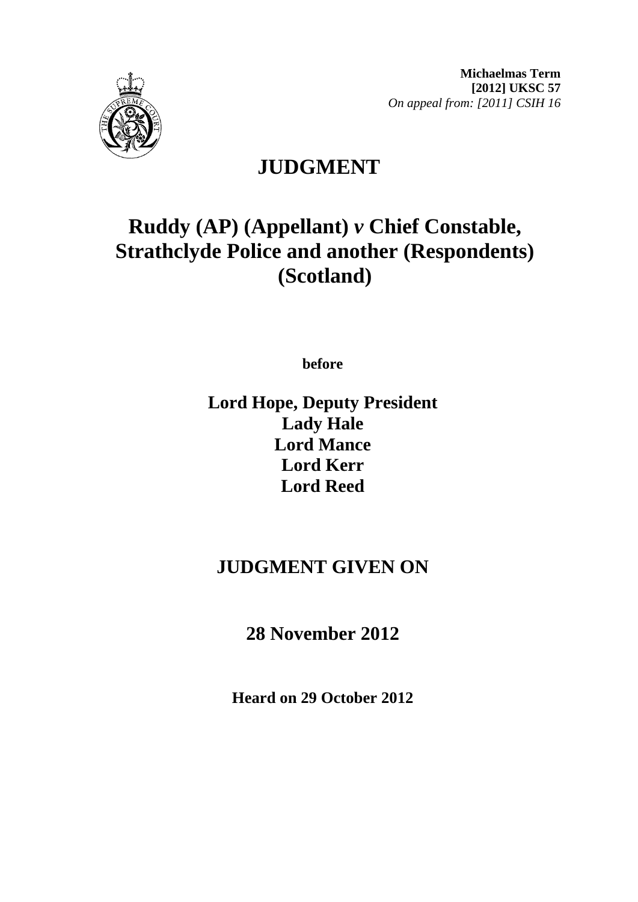**Michaelmas Term**
**[2012] UKSC 57**
*On appeal from: [2011] CSIH 16*

# JUDGMENT

# Ruddy (AP) (Appellant) *v* Chief Constable, Strathclyde Police and another (Respondents) (Scotland)

**before**

**Lord Hope, Deputy President**
**Lady Hale**
**Lord Mance**
**Lord Kerr**
**Lord Reed**

## JUDGMENT GIVEN ON

## 28 November 2012

**Heard on 29 October 2012**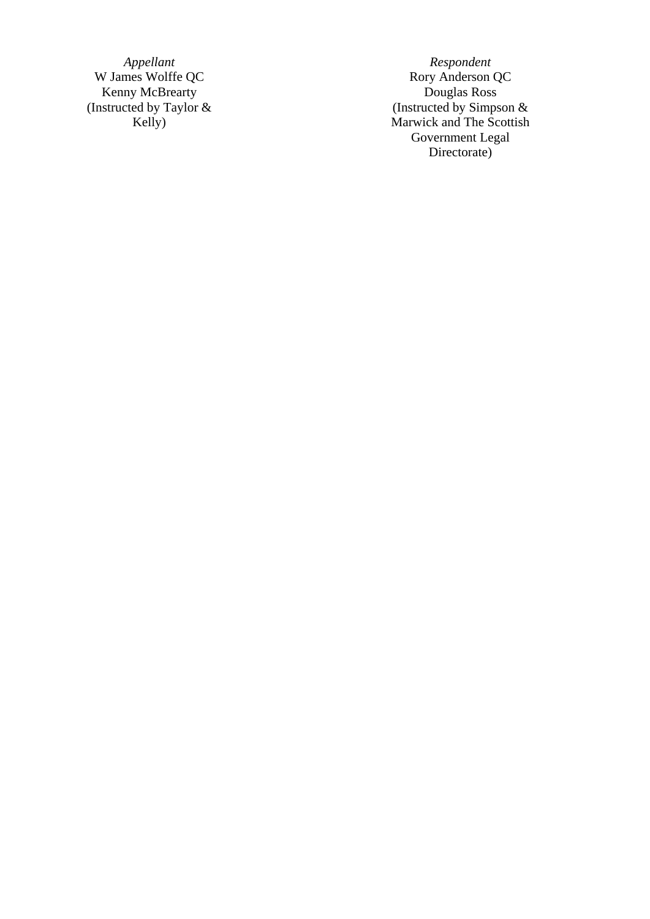| *Appellant* | *Respondent* |
| --- | --- |
| W James Wolffe QC | Rory Anderson QC |
| Kenny McBrearty | Douglas Ross |
| (Instructed by Taylor & Kelly) | (Instructed by Simpson & Marwick and The Scottish Government Legal Directorate) |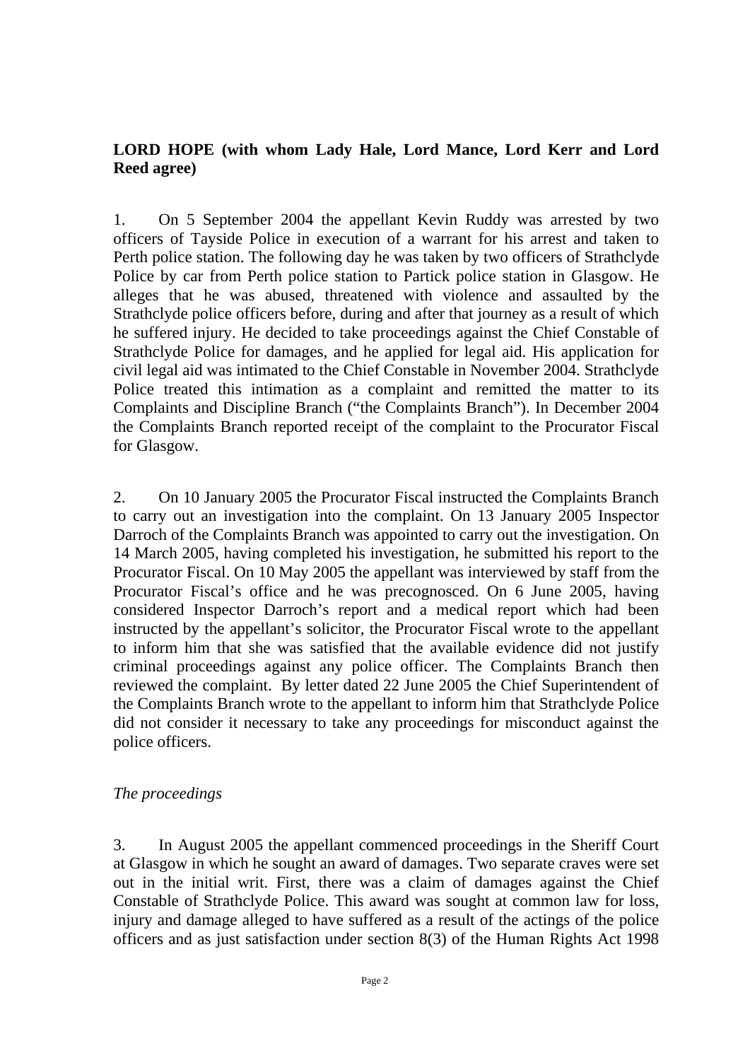**LORD HOPE (with whom Lady Hale, Lord Mance, Lord Kerr and Lord Reed agree)**

1. On 5 September 2004 the appellant Kevin Ruddy was arrested by two officers of Tayside Police in execution of a warrant for his arrest and taken to Perth police station. The following day he was taken by two officers of Strathclyde Police by car from Perth police station to Partick police station in Glasgow. He alleges that he was abused, threatened with violence and assaulted by the Strathclyde police officers before, during and after that journey as a result of which he suffered injury. He decided to take proceedings against the Chief Constable of Strathclyde Police for damages, and he applied for legal aid. His application for civil legal aid was intimated to the Chief Constable in November 2004. Strathclyde Police treated this intimation as a complaint and remitted the matter to its Complaints and Discipline Branch ("the Complaints Branch"). In December 2004 the Complaints Branch reported receipt of the complaint to the Procurator Fiscal for Glasgow.

2. On 10 January 2005 the Procurator Fiscal instructed the Complaints Branch to carry out an investigation into the complaint. On 13 January 2005 Inspector Darroch of the Complaints Branch was appointed to carry out the investigation. On 14 March 2005, having completed his investigation, he submitted his report to the Procurator Fiscal. On 10 May 2005 the appellant was interviewed by staff from the Procurator Fiscal's office and he was precognosced. On 6 June 2005, having considered Inspector Darroch's report and a medical report which had been instructed by the appellant's solicitor, the Procurator Fiscal wrote to the appellant to inform him that she was satisfied that the available evidence did not justify criminal proceedings against any police officer. The Complaints Branch then reviewed the complaint. By letter dated 22 June 2005 the Chief Superintendent of the Complaints Branch wrote to the appellant to inform him that Strathclyde Police did not consider it necessary to take any proceedings for misconduct against the police officers.

*The proceedings*

3. In August 2005 the appellant commenced proceedings in the Sheriff Court at Glasgow in which he sought an award of damages. Two separate craves were set out in the initial writ. First, there was a claim of damages against the Chief Constable of Strathclyde Police. This award was sought at common law for loss, injury and damage alleged to have suffered as a result of the actings of the police officers and as just satisfaction under section 8(3) of the Human Rights Act 1998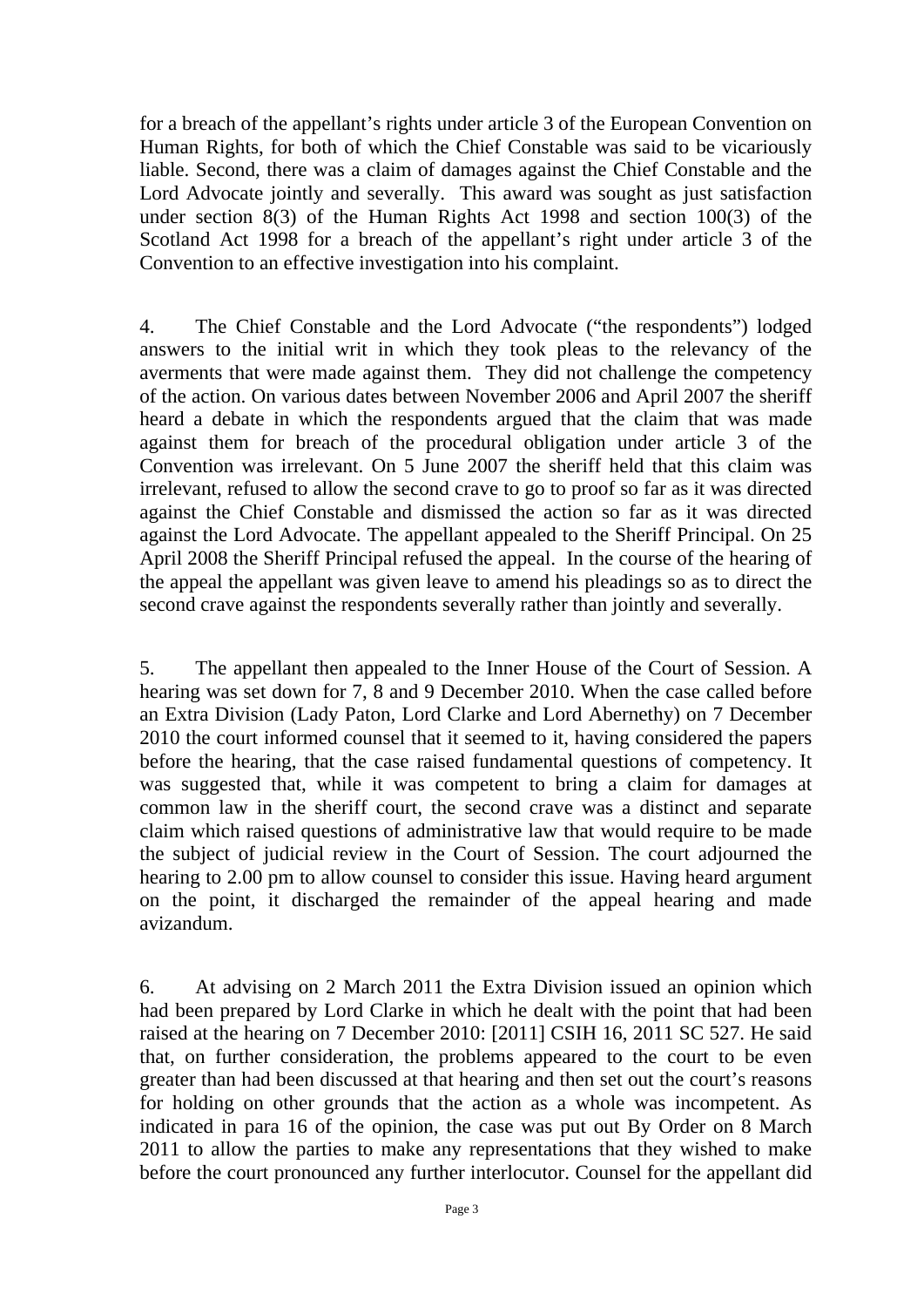for a breach of the appellant's rights under article 3 of the European Convention on Human Rights, for both of which the Chief Constable was said to be vicariously liable. Second, there was a claim of damages against the Chief Constable and the Lord Advocate jointly and severally. This award was sought as just satisfaction under section 8(3) of the Human Rights Act 1998 and section 100(3) of the Scotland Act 1998 for a breach of the appellant's right under article 3 of the Convention to an effective investigation into his complaint.

4. The Chief Constable and the Lord Advocate ("the respondents") lodged answers to the initial writ in which they took pleas to the relevancy of the averments that were made against them. They did not challenge the competency of the action. On various dates between November 2006 and April 2007 the sheriff heard a debate in which the respondents argued that the claim that was made against them for breach of the procedural obligation under article 3 of the Convention was irrelevant. On 5 June 2007 the sheriff held that this claim was irrelevant, refused to allow the second crave to go to proof so far as it was directed against the Chief Constable and dismissed the action so far as it was directed against the Lord Advocate. The appellant appealed to the Sheriff Principal. On 25 April 2008 the Sheriff Principal refused the appeal. In the course of the hearing of the appeal the appellant was given leave to amend his pleadings so as to direct the second crave against the respondents severally rather than jointly and severally.

5. The appellant then appealed to the Inner House of the Court of Session. A hearing was set down for 7, 8 and 9 December 2010. When the case called before an Extra Division (Lady Paton, Lord Clarke and Lord Abernethy) on 7 December 2010 the court informed counsel that it seemed to it, having considered the papers before the hearing, that the case raised fundamental questions of competency. It was suggested that, while it was competent to bring a claim for damages at common law in the sheriff court, the second crave was a distinct and separate claim which raised questions of administrative law that would require to be made the subject of judicial review in the Court of Session. The court adjourned the hearing to 2.00 pm to allow counsel to consider this issue. Having heard argument on the point, it discharged the remainder of the appeal hearing and made avizandum.

6. At advising on 2 March 2011 the Extra Division issued an opinion which had been prepared by Lord Clarke in which he dealt with the point that had been raised at the hearing on 7 December 2010: [2011] CSIH 16, 2011 SC 527. He said that, on further consideration, the problems appeared to the court to be even greater than had been discussed at that hearing and then set out the court's reasons for holding on other grounds that the action as a whole was incompetent. As indicated in para 16 of the opinion, the case was put out By Order on 8 March 2011 to allow the parties to make any representations that they wished to make before the court pronounced any further interlocutor. Counsel for the appellant did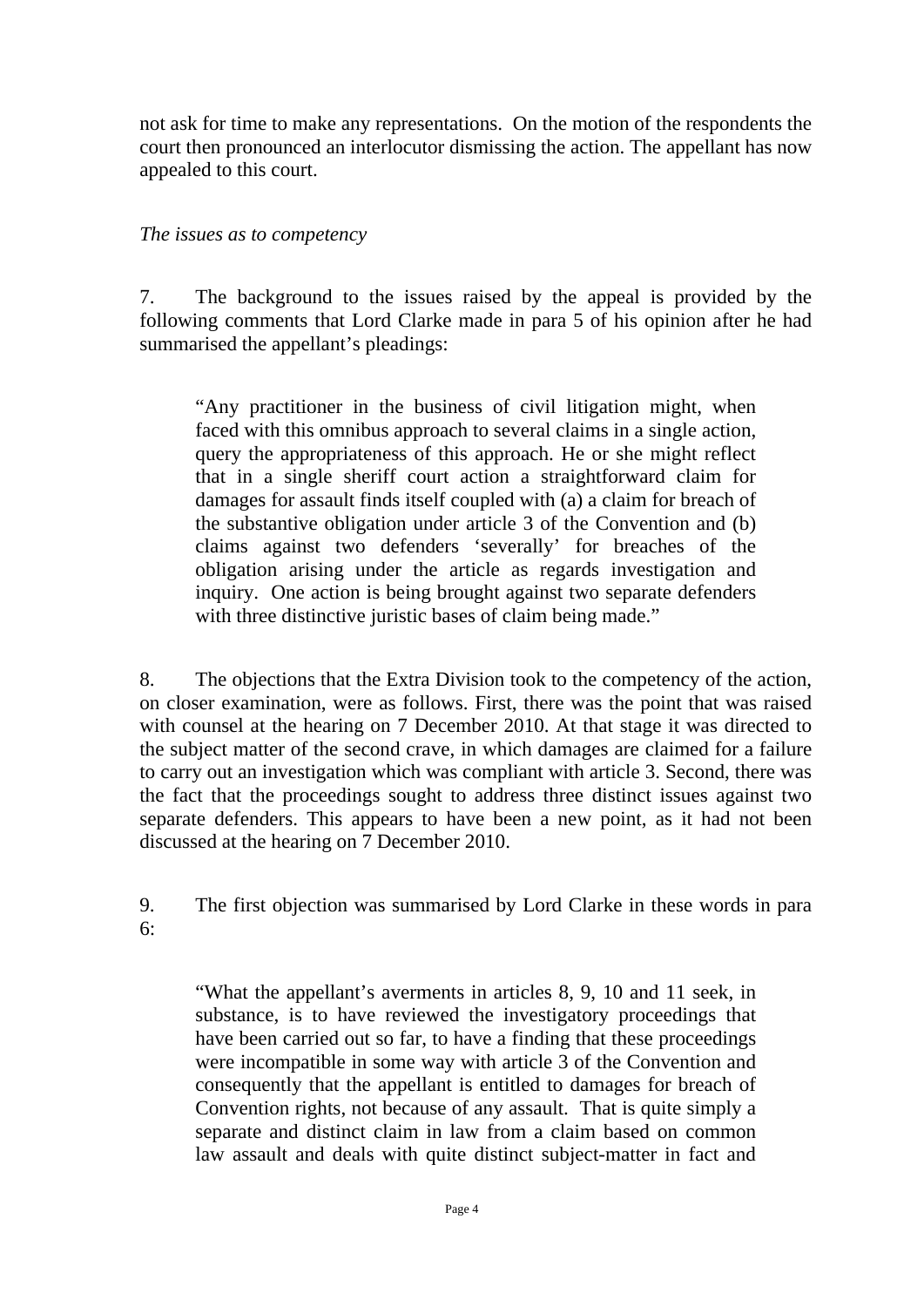not ask for time to make any representations. On the motion of the respondents the court then pronounced an interlocutor dismissing the action. The appellant has now appealed to this court.

*The issues as to competency*

7. The background to the issues raised by the appeal is provided by the following comments that Lord Clarke made in para 5 of his opinion after he had summarised the appellant's pleadings:

> "Any practitioner in the business of civil litigation might, when faced with this omnibus approach to several claims in a single action, query the appropriateness of this approach. He or she might reflect that in a single sheriff court action a straightforward claim for damages for assault finds itself coupled with (a) a claim for breach of the substantive obligation under article 3 of the Convention and (b) claims against two defenders 'severally' for breaches of the obligation arising under the article as regards investigation and inquiry. One action is being brought against two separate defenders with three distinctive juristic bases of claim being made."

8. The objections that the Extra Division took to the competency of the action, on closer examination, were as follows. First, there was the point that was raised with counsel at the hearing on 7 December 2010. At that stage it was directed to the subject matter of the second crave, in which damages are claimed for a failure to carry out an investigation which was compliant with article 3. Second, there was the fact that the proceedings sought to address three distinct issues against two separate defenders. This appears to have been a new point, as it had not been discussed at the hearing on 7 December 2010.

9. The first objection was summarised by Lord Clarke in these words in para 6:

> "What the appellant's averments in articles 8, 9, 10 and 11 seek, in substance, is to have reviewed the investigatory proceedings that have been carried out so far, to have a finding that these proceedings were incompatible in some way with article 3 of the Convention and consequently that the appellant is entitled to damages for breach of Convention rights, not because of any assault. That is quite simply a separate and distinct claim in law from a claim based on common law assault and deals with quite distinct subject-matter in fact and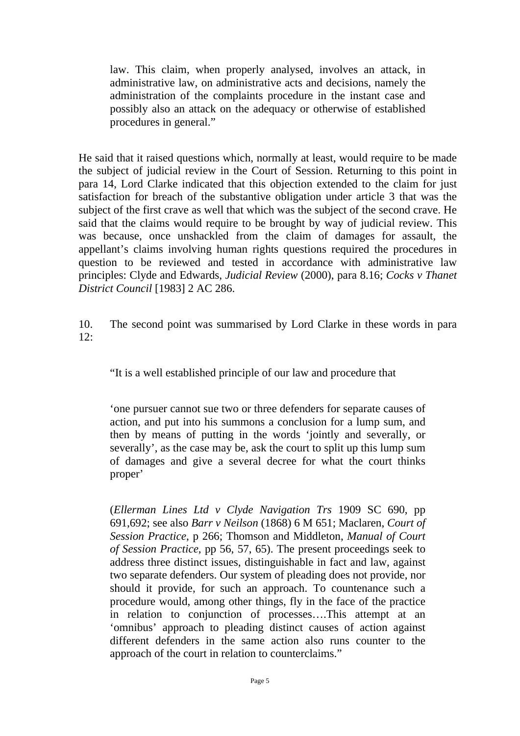> law. This claim, when properly analysed, involves an attack, in administrative law, on administrative acts and decisions, namely the administration of the complaints procedure in the instant case and possibly also an attack on the adequacy or otherwise of established procedures in general."

He said that it raised questions which, normally at least, would require to be made the subject of judicial review in the Court of Session. Returning to this point in para 14, Lord Clarke indicated that this objection extended to the claim for just satisfaction for breach of the substantive obligation under article 3 that was the subject of the first crave as well that which was the subject of the second crave. He said that the claims would require to be brought by way of judicial review. This was because, once unshackled from the claim of damages for assault, the appellant's claims involving human rights questions required the procedures in question to be reviewed and tested in accordance with administrative law principles: Clyde and Edwards, *Judicial Review* (2000), para 8.16; *Cocks v Thanet District Council* [1983] 2 AC 286.

10. The second point was summarised by Lord Clarke in these words in para 12:

> "It is a well established principle of our law and procedure that
>
> 'one pursuer cannot sue two or three defenders for separate causes of action, and put into his summons a conclusion for a lump sum, and then by means of putting in the words 'jointly and severally, or severally', as the case may be, ask the court to split up this lump sum of damages and give a several decree for what the court thinks proper'
>
> (*Ellerman Lines Ltd v Clyde Navigation Trs* 1909 SC 690, pp 691,692; see also *Barr v Neilson* (1868) 6 M 651; Maclaren, *Court of Session Practice*, p 266; Thomson and Middleton, *Manual of Court of Session Practice*, pp 56, 57, 65). The present proceedings seek to address three distinct issues, distinguishable in fact and law, against two separate defenders. Our system of pleading does not provide, nor should it provide, for such an approach. To countenance such a procedure would, among other things, fly in the face of the practice in relation to conjunction of processes….This attempt at an 'omnibus' approach to pleading distinct causes of action against different defenders in the same action also runs counter to the approach of the court in relation to counterclaims."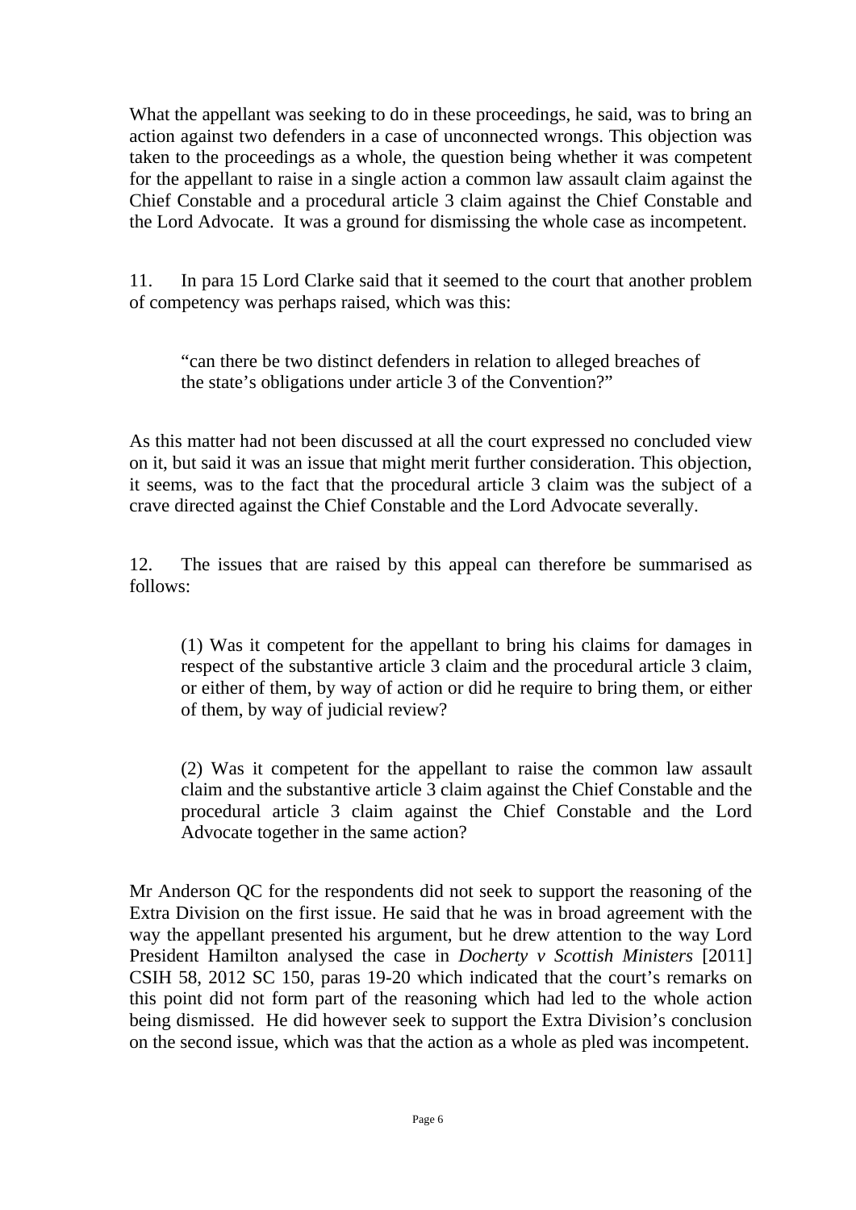What the appellant was seeking to do in these proceedings, he said, was to bring an action against two defenders in a case of unconnected wrongs. This objection was taken to the proceedings as a whole, the question being whether it was competent for the appellant to raise in a single action a common law assault claim against the Chief Constable and a procedural article 3 claim against the Chief Constable and the Lord Advocate. It was a ground for dismissing the whole case as incompetent.

11. In para 15 Lord Clarke said that it seemed to the court that another problem of competency was perhaps raised, which was this:

> "can there be two distinct defenders in relation to alleged breaches of the state's obligations under article 3 of the Convention?"

As this matter had not been discussed at all the court expressed no concluded view on it, but said it was an issue that might merit further consideration. This objection, it seems, was to the fact that the procedural article 3 claim was the subject of a crave directed against the Chief Constable and the Lord Advocate severally.

12. The issues that are raised by this appeal can therefore be summarised as follows:

> (1) Was it competent for the appellant to bring his claims for damages in respect of the substantive article 3 claim and the procedural article 3 claim, or either of them, by way of action or did he require to bring them, or either of them, by way of judicial review?
>
> (2) Was it competent for the appellant to raise the common law assault claim and the substantive article 3 claim against the Chief Constable and the procedural article 3 claim against the Chief Constable and the Lord Advocate together in the same action?

Mr Anderson QC for the respondents did not seek to support the reasoning of the Extra Division on the first issue. He said that he was in broad agreement with the way the appellant presented his argument, but he drew attention to the way Lord President Hamilton analysed the case in *Docherty v Scottish Ministers* [2011] CSIH 58, 2012 SC 150, paras 19-20 which indicated that the court's remarks on this point did not form part of the reasoning which had led to the whole action being dismissed. He did however seek to support the Extra Division's conclusion on the second issue, which was that the action as a whole as pled was incompetent.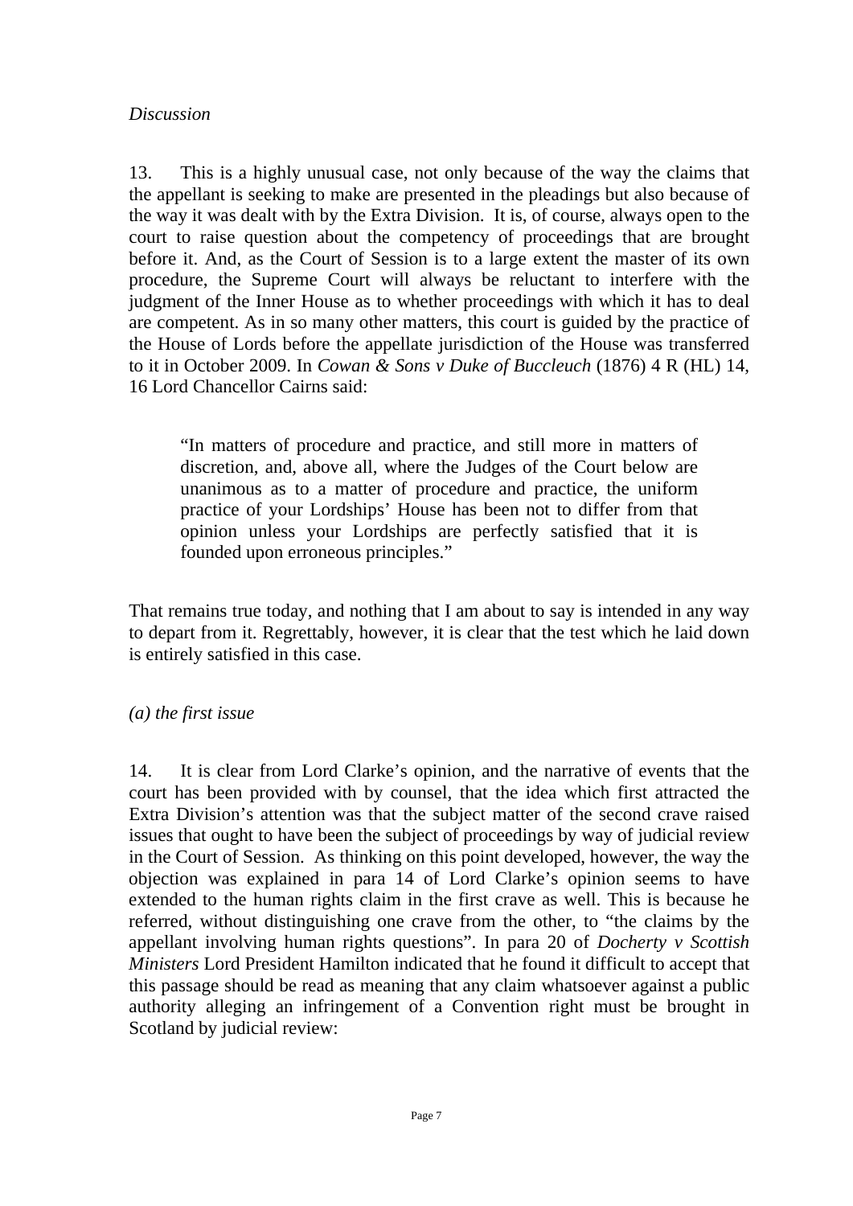*Discussion*

13. This is a highly unusual case, not only because of the way the claims that the appellant is seeking to make are presented in the pleadings but also because of the way it was dealt with by the Extra Division. It is, of course, always open to the court to raise question about the competency of proceedings that are brought before it. And, as the Court of Session is to a large extent the master of its own procedure, the Supreme Court will always be reluctant to interfere with the judgment of the Inner House as to whether proceedings with which it has to deal are competent. As in so many other matters, this court is guided by the practice of the House of Lords before the appellate jurisdiction of the House was transferred to it in October 2009. In *Cowan & Sons v Duke of Buccleuch* (1876) 4 R (HL) 14, 16 Lord Chancellor Cairns said:

> "In matters of procedure and practice, and still more in matters of discretion, and, above all, where the Judges of the Court below are unanimous as to a matter of procedure and practice, the uniform practice of your Lordships' House has been not to differ from that opinion unless your Lordships are perfectly satisfied that it is founded upon erroneous principles."

That remains true today, and nothing that I am about to say is intended in any way to depart from it. Regrettably, however, it is clear that the test which he laid down is entirely satisfied in this case.

*(a) the first issue*

14. It is clear from Lord Clarke's opinion, and the narrative of events that the court has been provided with by counsel, that the idea which first attracted the Extra Division's attention was that the subject matter of the second crave raised issues that ought to have been the subject of proceedings by way of judicial review in the Court of Session. As thinking on this point developed, however, the way the objection was explained in para 14 of Lord Clarke's opinion seems to have extended to the human rights claim in the first crave as well. This is because he referred, without distinguishing one crave from the other, to "the claims by the appellant involving human rights questions". In para 20 of *Docherty v Scottish Ministers* Lord President Hamilton indicated that he found it difficult to accept that this passage should be read as meaning that any claim whatsoever against a public authority alleging an infringement of a Convention right must be brought in Scotland by judicial review: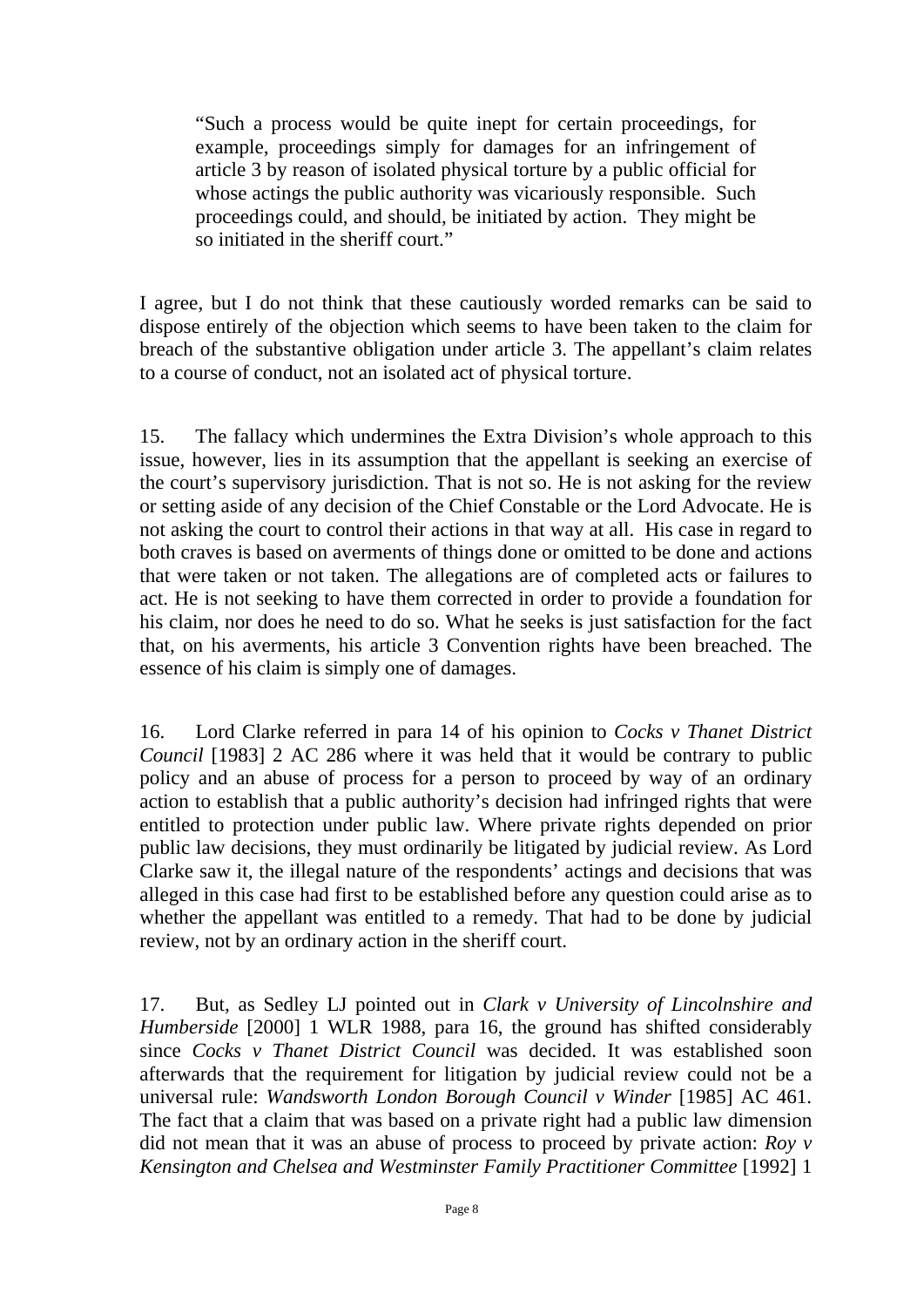> "Such a process would be quite inept for certain proceedings, for example, proceedings simply for damages for an infringement of article 3 by reason of isolated physical torture by a public official for whose actings the public authority was vicariously responsible. Such proceedings could, and should, be initiated by action. They might be so initiated in the sheriff court."

I agree, but I do not think that these cautiously worded remarks can be said to dispose entirely of the objection which seems to have been taken to the claim for breach of the substantive obligation under article 3. The appellant's claim relates to a course of conduct, not an isolated act of physical torture.

15. The fallacy which undermines the Extra Division's whole approach to this issue, however, lies in its assumption that the appellant is seeking an exercise of the court's supervisory jurisdiction. That is not so. He is not asking for the review or setting aside of any decision of the Chief Constable or the Lord Advocate. He is not asking the court to control their actions in that way at all. His case in regard to both craves is based on averments of things done or omitted to be done and actions that were taken or not taken. The allegations are of completed acts or failures to act. He is not seeking to have them corrected in order to provide a foundation for his claim, nor does he need to do so. What he seeks is just satisfaction for the fact that, on his averments, his article 3 Convention rights have been breached. The essence of his claim is simply one of damages.

16. Lord Clarke referred in para 14 of his opinion to *Cocks v Thanet District Council* [1983] 2 AC 286 where it was held that it would be contrary to public policy and an abuse of process for a person to proceed by way of an ordinary action to establish that a public authority's decision had infringed rights that were entitled to protection under public law. Where private rights depended on prior public law decisions, they must ordinarily be litigated by judicial review. As Lord Clarke saw it, the illegal nature of the respondents' actings and decisions that was alleged in this case had first to be established before any question could arise as to whether the appellant was entitled to a remedy. That had to be done by judicial review, not by an ordinary action in the sheriff court.

17. But, as Sedley LJ pointed out in *Clark v University of Lincolnshire and Humberside* [2000] 1 WLR 1988, para 16, the ground has shifted considerably since *Cocks v Thanet District Council* was decided. It was established soon afterwards that the requirement for litigation by judicial review could not be a universal rule: *Wandsworth London Borough Council v Winder* [1985] AC 461. The fact that a claim that was based on a private right had a public law dimension did not mean that it was an abuse of process to proceed by private action: *Roy v Kensington and Chelsea and Westminster Family Practitioner Committee* [1992] 1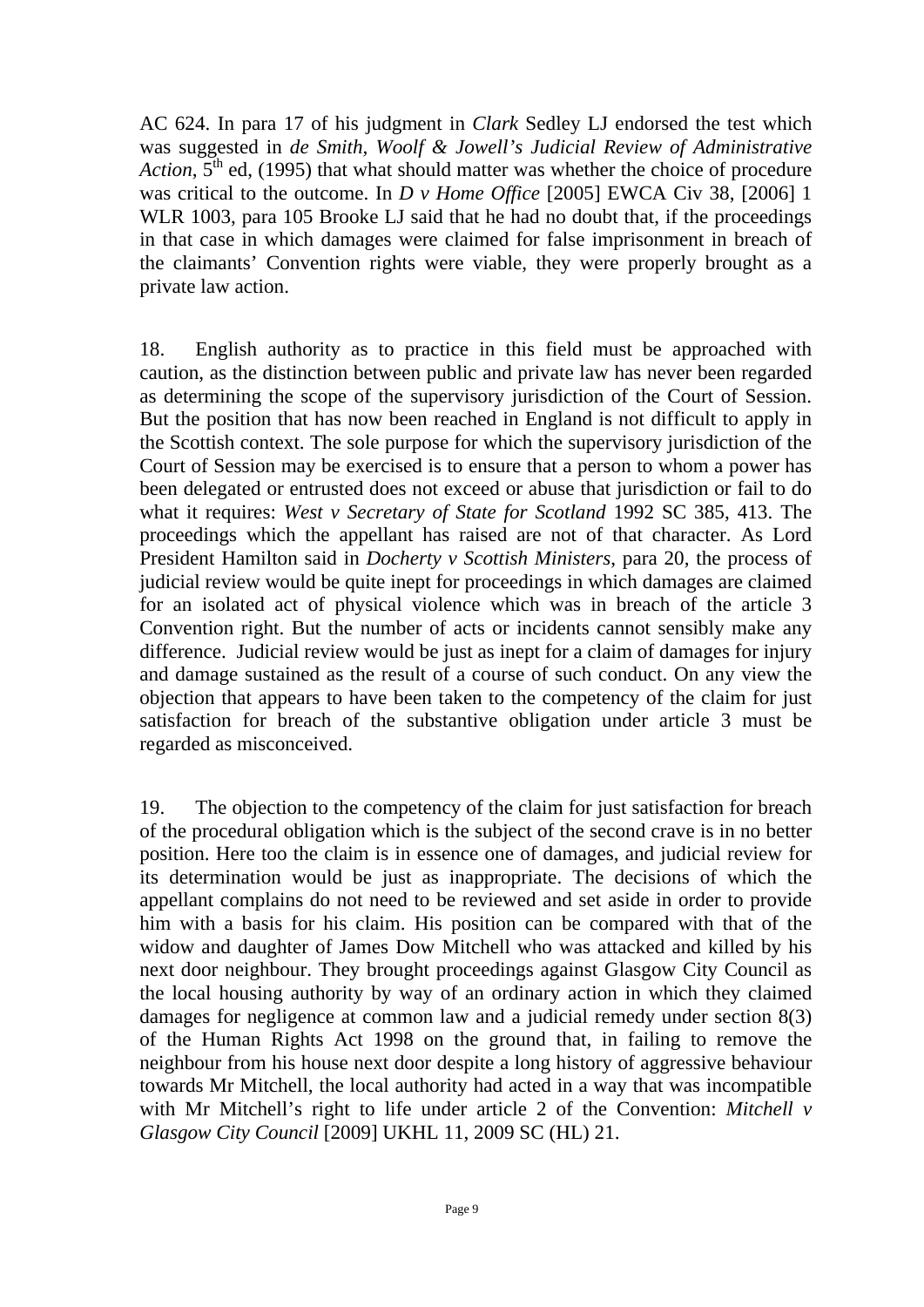AC 624. In para 17 of his judgment in *Clark* Sedley LJ endorsed the test which was suggested in *de Smith, Woolf & Jowell's Judicial Review of Administrative Action*, 5th ed, (1995) that what should matter was whether the choice of procedure was critical to the outcome. In *D v Home Office* [2005] EWCA Civ 38, [2006] 1 WLR 1003, para 105 Brooke LJ said that he had no doubt that, if the proceedings in that case in which damages were claimed for false imprisonment in breach of the claimants' Convention rights were viable, they were properly brought as a private law action.

18. English authority as to practice in this field must be approached with caution, as the distinction between public and private law has never been regarded as determining the scope of the supervisory jurisdiction of the Court of Session. But the position that has now been reached in England is not difficult to apply in the Scottish context. The sole purpose for which the supervisory jurisdiction of the Court of Session may be exercised is to ensure that a person to whom a power has been delegated or entrusted does not exceed or abuse that jurisdiction or fail to do what it requires: *West v Secretary of State for Scotland* 1992 SC 385, 413. The proceedings which the appellant has raised are not of that character. As Lord President Hamilton said in *Docherty v Scottish Ministers*, para 20, the process of judicial review would be quite inept for proceedings in which damages are claimed for an isolated act of physical violence which was in breach of the article 3 Convention right. But the number of acts or incidents cannot sensibly make any difference. Judicial review would be just as inept for a claim of damages for injury and damage sustained as the result of a course of such conduct. On any view the objection that appears to have been taken to the competency of the claim for just satisfaction for breach of the substantive obligation under article 3 must be regarded as misconceived.

19. The objection to the competency of the claim for just satisfaction for breach of the procedural obligation which is the subject of the second crave is in no better position. Here too the claim is in essence one of damages, and judicial review for its determination would be just as inappropriate. The decisions of which the appellant complains do not need to be reviewed and set aside in order to provide him with a basis for his claim. His position can be compared with that of the widow and daughter of James Dow Mitchell who was attacked and killed by his next door neighbour. They brought proceedings against Glasgow City Council as the local housing authority by way of an ordinary action in which they claimed damages for negligence at common law and a judicial remedy under section 8(3) of the Human Rights Act 1998 on the ground that, in failing to remove the neighbour from his house next door despite a long history of aggressive behaviour towards Mr Mitchell, the local authority had acted in a way that was incompatible with Mr Mitchell's right to life under article 2 of the Convention: *Mitchell v Glasgow City Council* [2009] UKHL 11, 2009 SC (HL) 21.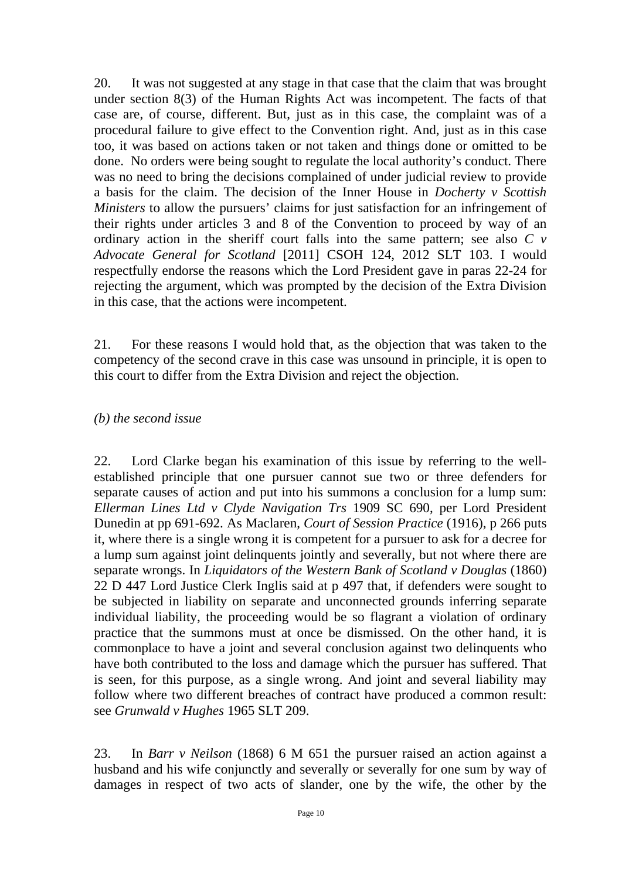20. It was not suggested at any stage in that case that the claim that was brought under section 8(3) of the Human Rights Act was incompetent. The facts of that case are, of course, different. But, just as in this case, the complaint was of a procedural failure to give effect to the Convention right. And, just as in this case too, it was based on actions taken or not taken and things done or omitted to be done. No orders were being sought to regulate the local authority's conduct. There was no need to bring the decisions complained of under judicial review to provide a basis for the claim. The decision of the Inner House in *Docherty v Scottish Ministers* to allow the pursuers' claims for just satisfaction for an infringement of their rights under articles 3 and 8 of the Convention to proceed by way of an ordinary action in the sheriff court falls into the same pattern; see also *C v Advocate General for Scotland* [2011] CSOH 124, 2012 SLT 103. I would respectfully endorse the reasons which the Lord President gave in paras 22-24 for rejecting the argument, which was prompted by the decision of the Extra Division in this case, that the actions were incompetent.

21. For these reasons I would hold that, as the objection that was taken to the competency of the second crave in this case was unsound in principle, it is open to this court to differ from the Extra Division and reject the objection.

*(b) the second issue*

22. Lord Clarke began his examination of this issue by referring to the well-established principle that one pursuer cannot sue two or three defenders for separate causes of action and put into his summons a conclusion for a lump sum: *Ellerman Lines Ltd v Clyde Navigation Trs* 1909 SC 690, per Lord President Dunedin at pp 691-692. As Maclaren, *Court of Session Practice* (1916), p 266 puts it, where there is a single wrong it is competent for a pursuer to ask for a decree for a lump sum against joint delinquents jointly and severally, but not where there are separate wrongs. In *Liquidators of the Western Bank of Scotland v Douglas* (1860) 22 D 447 Lord Justice Clerk Inglis said at p 497 that, if defenders were sought to be subjected in liability on separate and unconnected grounds inferring separate individual liability, the proceeding would be so flagrant a violation of ordinary practice that the summons must at once be dismissed. On the other hand, it is commonplace to have a joint and several conclusion against two delinquents who have both contributed to the loss and damage which the pursuer has suffered. That is seen, for this purpose, as a single wrong. And joint and several liability may follow where two different breaches of contract have produced a common result: see *Grunwald v Hughes* 1965 SLT 209.

23. In *Barr v Neilson* (1868) 6 M 651 the pursuer raised an action against a husband and his wife conjunctly and severally or severally for one sum by way of damages in respect of two acts of slander, one by the wife, the other by the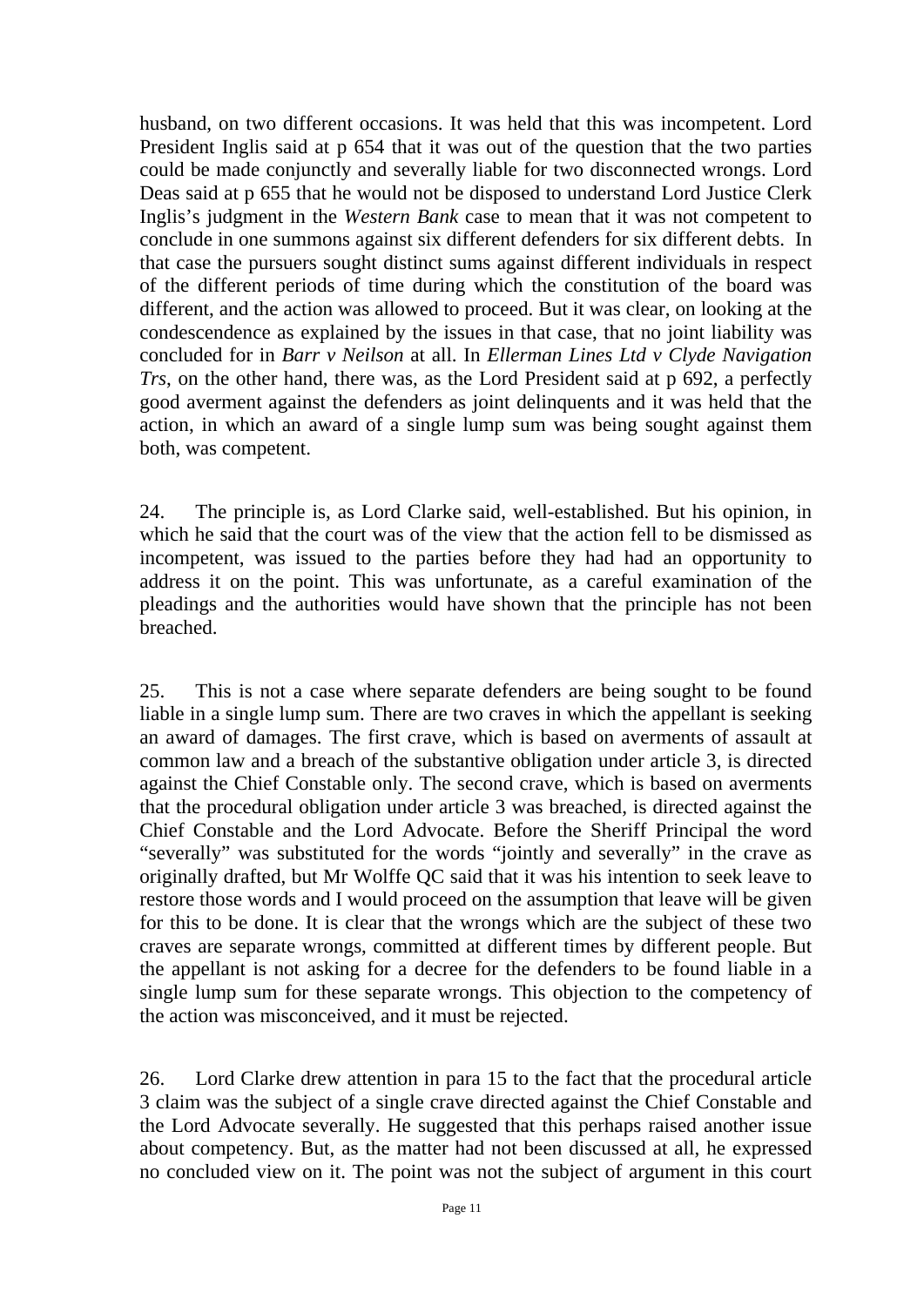husband, on two different occasions. It was held that this was incompetent. Lord President Inglis said at p 654 that it was out of the question that the two parties could be made conjunctly and severally liable for two disconnected wrongs. Lord Deas said at p 655 that he would not be disposed to understand Lord Justice Clerk Inglis's judgment in the *Western Bank* case to mean that it was not competent to conclude in one summons against six different defenders for six different debts. In that case the pursuers sought distinct sums against different individuals in respect of the different periods of time during which the constitution of the board was different, and the action was allowed to proceed. But it was clear, on looking at the condescendence as explained by the issues in that case, that no joint liability was concluded for in *Barr v Neilson* at all. In *Ellerman Lines Ltd v Clyde Navigation Trs*, on the other hand, there was, as the Lord President said at p 692, a perfectly good averment against the defenders as joint delinquents and it was held that the action, in which an award of a single lump sum was being sought against them both, was competent.

24. The principle is, as Lord Clarke said, well-established. But his opinion, in which he said that the court was of the view that the action fell to be dismissed as incompetent, was issued to the parties before they had had an opportunity to address it on the point. This was unfortunate, as a careful examination of the pleadings and the authorities would have shown that the principle has not been breached.

25. This is not a case where separate defenders are being sought to be found liable in a single lump sum. There are two craves in which the appellant is seeking an award of damages. The first crave, which is based on averments of assault at common law and a breach of the substantive obligation under article 3, is directed against the Chief Constable only. The second crave, which is based on averments that the procedural obligation under article 3 was breached, is directed against the Chief Constable and the Lord Advocate. Before the Sheriff Principal the word "severally" was substituted for the words "jointly and severally" in the crave as originally drafted, but Mr Wolffe QC said that it was his intention to seek leave to restore those words and I would proceed on the assumption that leave will be given for this to be done. It is clear that the wrongs which are the subject of these two craves are separate wrongs, committed at different times by different people. But the appellant is not asking for a decree for the defenders to be found liable in a single lump sum for these separate wrongs. This objection to the competency of the action was misconceived, and it must be rejected.

26. Lord Clarke drew attention in para 15 to the fact that the procedural article 3 claim was the subject of a single crave directed against the Chief Constable and the Lord Advocate severally. He suggested that this perhaps raised another issue about competency. But, as the matter had not been discussed at all, he expressed no concluded view on it. The point was not the subject of argument in this court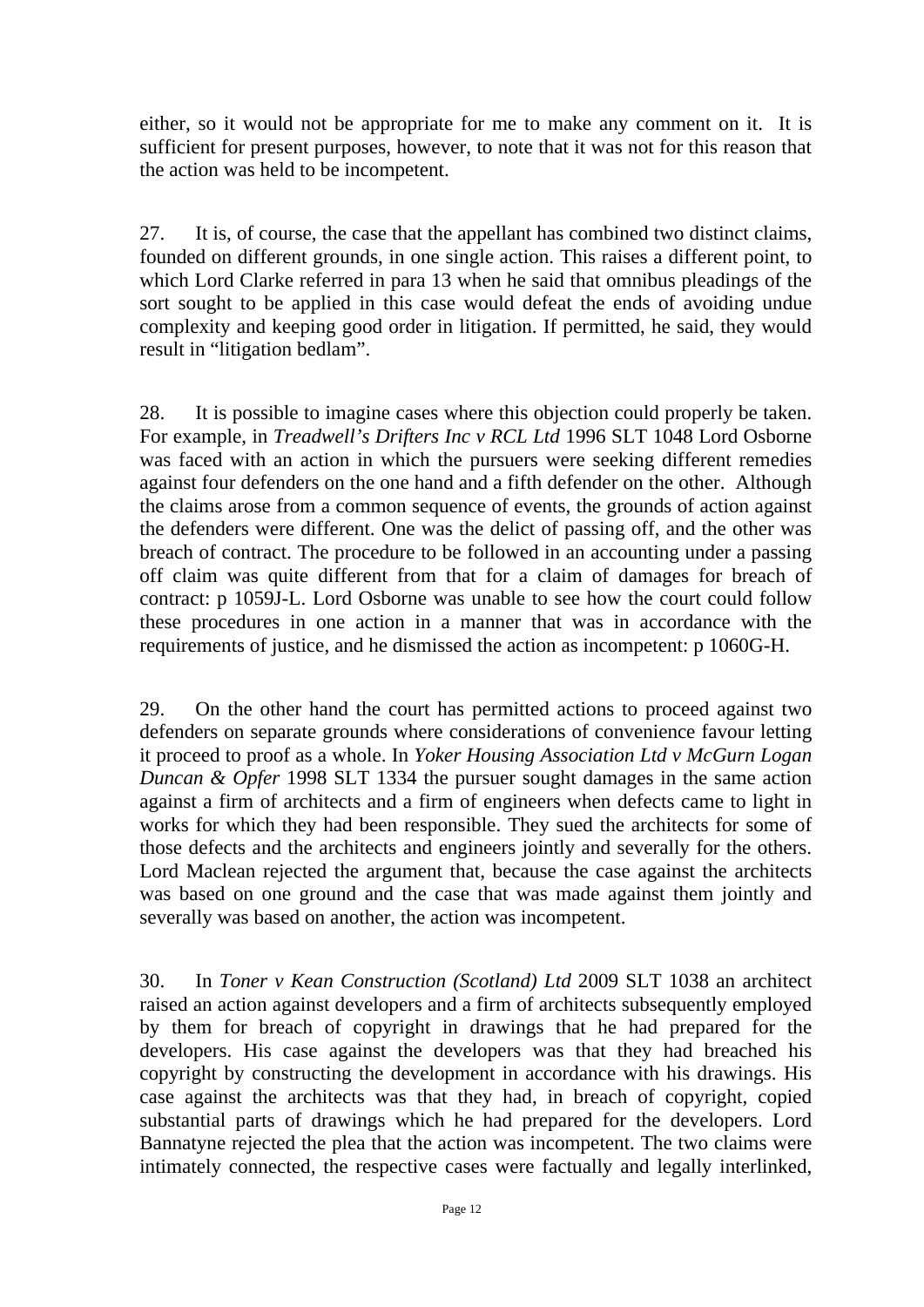either, so it would not be appropriate for me to make any comment on it. It is sufficient for present purposes, however, to note that it was not for this reason that the action was held to be incompetent.

27. It is, of course, the case that the appellant has combined two distinct claims, founded on different grounds, in one single action. This raises a different point, to which Lord Clarke referred in para 13 when he said that omnibus pleadings of the sort sought to be applied in this case would defeat the ends of avoiding undue complexity and keeping good order in litigation. If permitted, he said, they would result in "litigation bedlam".

28. It is possible to imagine cases where this objection could properly be taken. For example, in *Treadwell's Drifters Inc v RCL Ltd* 1996 SLT 1048 Lord Osborne was faced with an action in which the pursuers were seeking different remedies against four defenders on the one hand and a fifth defender on the other. Although the claims arose from a common sequence of events, the grounds of action against the defenders were different. One was the delict of passing off, and the other was breach of contract. The procedure to be followed in an accounting under a passing off claim was quite different from that for a claim of damages for breach of contract: p 1059J-L. Lord Osborne was unable to see how the court could follow these procedures in one action in a manner that was in accordance with the requirements of justice, and he dismissed the action as incompetent: p 1060G-H.

29. On the other hand the court has permitted actions to proceed against two defenders on separate grounds where considerations of convenience favour letting it proceed to proof as a whole. In *Yoker Housing Association Ltd v McGurn Logan Duncan & Opfer* 1998 SLT 1334 the pursuer sought damages in the same action against a firm of architects and a firm of engineers when defects came to light in works for which they had been responsible. They sued the architects for some of those defects and the architects and engineers jointly and severally for the others. Lord Maclean rejected the argument that, because the case against the architects was based on one ground and the case that was made against them jointly and severally was based on another, the action was incompetent.

30. In *Toner v Kean Construction (Scotland) Ltd* 2009 SLT 1038 an architect raised an action against developers and a firm of architects subsequently employed by them for breach of copyright in drawings that he had prepared for the developers. His case against the developers was that they had breached his copyright by constructing the development in accordance with his drawings. His case against the architects was that they had, in breach of copyright, copied substantial parts of drawings which he had prepared for the developers. Lord Bannatyne rejected the plea that the action was incompetent. The two claims were intimately connected, the respective cases were factually and legally interlinked,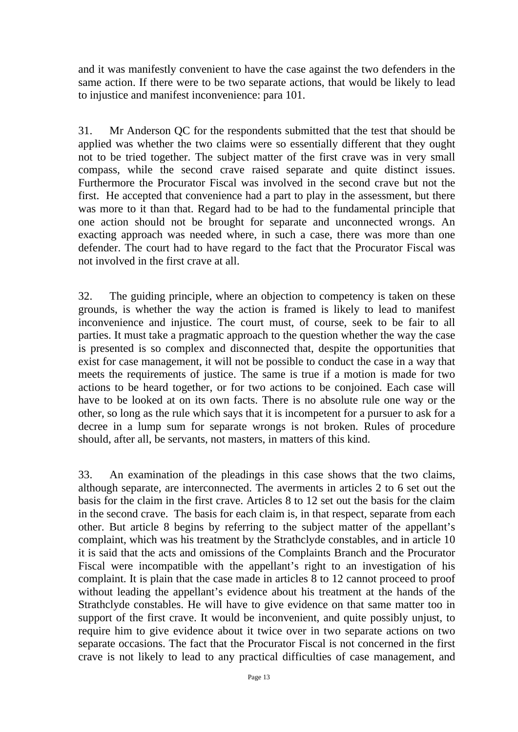and it was manifestly convenient to have the case against the two defenders in the same action. If there were to be two separate actions, that would be likely to lead to injustice and manifest inconvenience: para 101.

31. Mr Anderson QC for the respondents submitted that the test that should be applied was whether the two claims were so essentially different that they ought not to be tried together. The subject matter of the first crave was in very small compass, while the second crave raised separate and quite distinct issues. Furthermore the Procurator Fiscal was involved in the second crave but not the first. He accepted that convenience had a part to play in the assessment, but there was more to it than that. Regard had to be had to the fundamental principle that one action should not be brought for separate and unconnected wrongs. An exacting approach was needed where, in such a case, there was more than one defender. The court had to have regard to the fact that the Procurator Fiscal was not involved in the first crave at all.

32. The guiding principle, where an objection to competency is taken on these grounds, is whether the way the action is framed is likely to lead to manifest inconvenience and injustice. The court must, of course, seek to be fair to all parties. It must take a pragmatic approach to the question whether the way the case is presented is so complex and disconnected that, despite the opportunities that exist for case management, it will not be possible to conduct the case in a way that meets the requirements of justice. The same is true if a motion is made for two actions to be heard together, or for two actions to be conjoined. Each case will have to be looked at on its own facts. There is no absolute rule one way or the other, so long as the rule which says that it is incompetent for a pursuer to ask for a decree in a lump sum for separate wrongs is not broken. Rules of procedure should, after all, be servants, not masters, in matters of this kind.

33. An examination of the pleadings in this case shows that the two claims, although separate, are interconnected. The averments in articles 2 to 6 set out the basis for the claim in the first crave. Articles 8 to 12 set out the basis for the claim in the second crave. The basis for each claim is, in that respect, separate from each other. But article 8 begins by referring to the subject matter of the appellant's complaint, which was his treatment by the Strathclyde constables, and in article 10 it is said that the acts and omissions of the Complaints Branch and the Procurator Fiscal were incompatible with the appellant's right to an investigation of his complaint. It is plain that the case made in articles 8 to 12 cannot proceed to proof without leading the appellant's evidence about his treatment at the hands of the Strathclyde constables. He will have to give evidence on that same matter too in support of the first crave. It would be inconvenient, and quite possibly unjust, to require him to give evidence about it twice over in two separate actions on two separate occasions. The fact that the Procurator Fiscal is not concerned in the first crave is not likely to lead to any practical difficulties of case management, and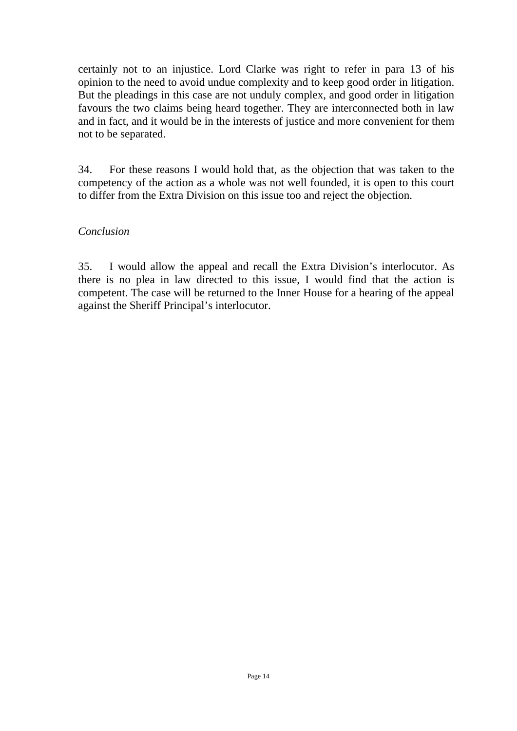certainly not to an injustice. Lord Clarke was right to refer in para 13 of his opinion to the need to avoid undue complexity and to keep good order in litigation. But the pleadings in this case are not unduly complex, and good order in litigation favours the two claims being heard together. They are interconnected both in law and in fact, and it would be in the interests of justice and more convenient for them not to be separated.

34. For these reasons I would hold that, as the objection that was taken to the competency of the action as a whole was not well founded, it is open to this court to differ from the Extra Division on this issue too and reject the objection.

*Conclusion*

35. I would allow the appeal and recall the Extra Division's interlocutor. As there is no plea in law directed to this issue, I would find that the action is competent. The case will be returned to the Inner House for a hearing of the appeal against the Sheriff Principal's interlocutor.